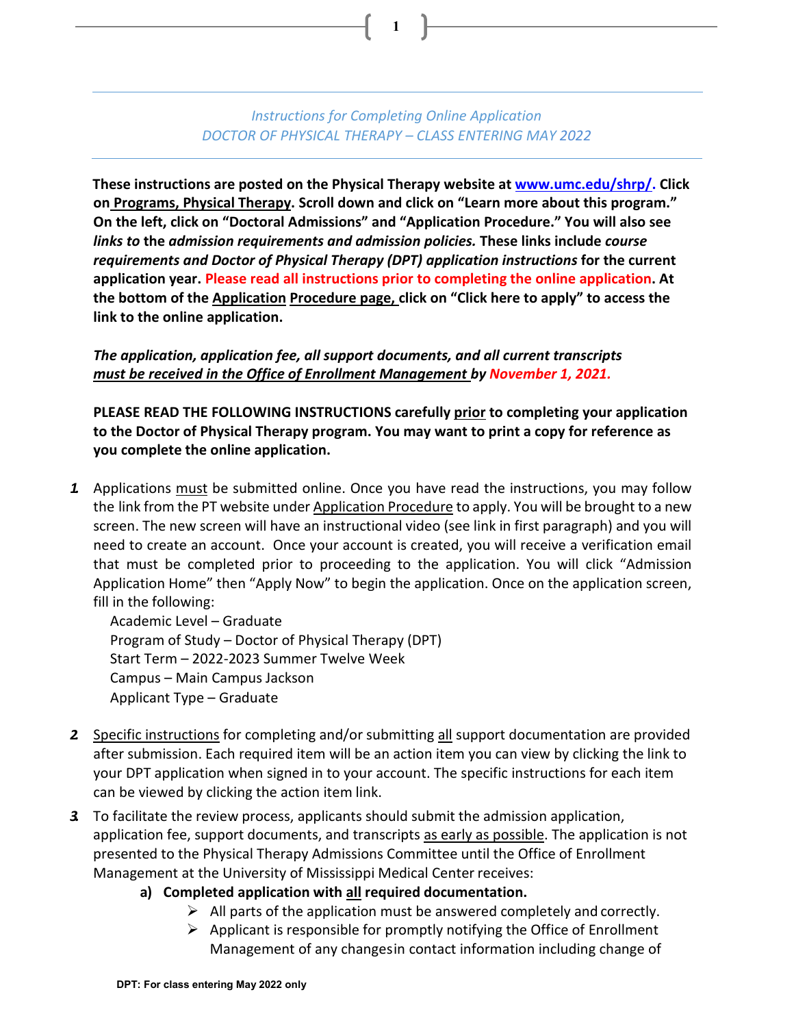*Instructions for Completing Online Application*
*DOCTOR OF PHYSICAL THERAPY – CLASS ENTERING MAY 2022*

**These instructions are posted on the Physical Therapy website at www.umc.edu/shrp/. Click on Programs, Physical Therapy. Scroll down and click on "Learn more about this program." On the left, click on "Doctoral Admissions" and "Application Procedure." You will also see *links to* the *admission requirements and admission policies.* These links include *course requirements and Doctor of Physical Therapy (DPT) application instructions* for the current application year. Please read all instructions prior to completing the online application. At the bottom of the Application Procedure page, click on "Click here to apply" to access the link to the online application.**

***The application, application fee, all support documents, and all current transcripts must be received in the Office of Enrollment Management by November 1, 2021.***

**PLEASE READ THE FOLLOWING INSTRUCTIONS carefully prior to completing your application to the Doctor of Physical Therapy program. You may want to print a copy for reference as you complete the online application.**

1. Applications must be submitted online. Once you have read the instructions, you may follow the link from the PT website under Application Procedure to apply. You will be brought to a new screen. The new screen will have an instructional video (see link in first paragraph) and you will need to create an account. Once your account is created, you will receive a verification email that must be completed prior to proceeding to the application. You will click "Admission Application Home" then "Apply Now" to begin the application. Once on the application screen, fill in the following:

   Academic Level – Graduate
   Program of Study – Doctor of Physical Therapy (DPT)
   Start Term – 2022-2023 Summer Twelve Week
   Campus – Main Campus Jackson
   Applicant Type – Graduate

2. Specific instructions for completing and/or submitting all support documentation are provided after submission. Each required item will be an action item you can view by clicking the link to your DPT application when signed in to your account. The specific instructions for each item can be viewed by clicking the action item link.

3. To facilitate the review process, applicants should submit the admission application, application fee, support documents, and transcripts as early as possible. The application is not presented to the Physical Therapy Admissions Committee until the Office of Enrollment Management at the University of Mississippi Medical Center receives:
   - **a) Completed application with all required documentation.**
     - All parts of the application must be answered completely and correctly.
     - Applicant is responsible for promptly notifying the Office of Enrollment Management of any changesin contact information including change of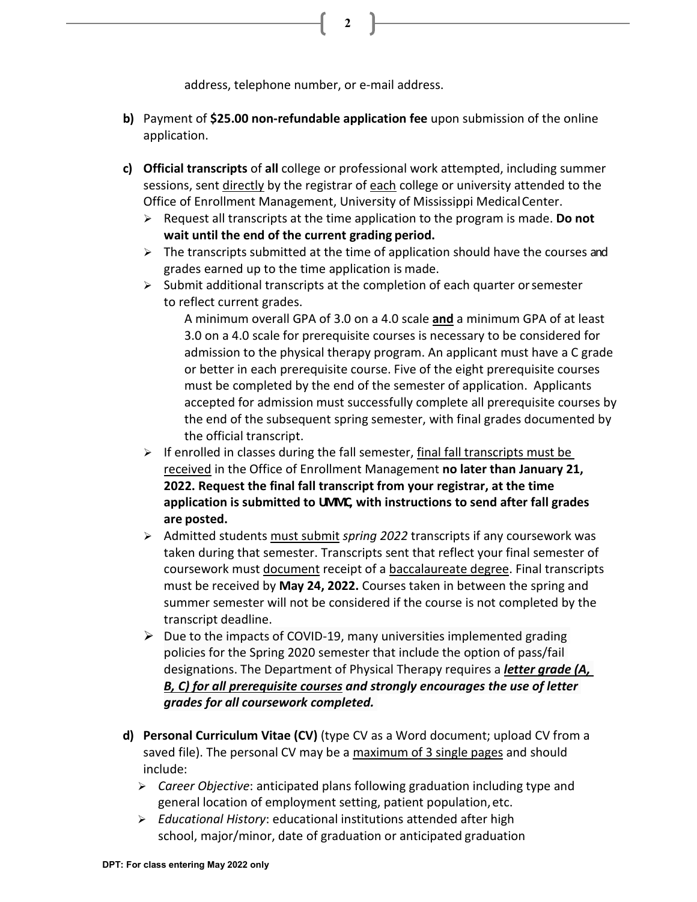address, telephone number, or e-mail address.

**b)** Payment of **$25.00 non-refundable application fee** upon submission of the online application.

**c) Official transcripts** of **all** college or professional work attempted, including summer sessions, sent directly by the registrar of each college or university attended to the Office of Enrollment Management, University of Mississippi Medical Center.

- Request all transcripts at the time application to the program is made. **Do not wait until the end of the current grading period.**
- The transcripts submitted at the time of application should have the courses and grades earned up to the time application is made.
- Submit additional transcripts at the completion of each quarter or semester to reflect current grades.

  A minimum overall GPA of 3.0 on a 4.0 scale **and** a minimum GPA of at least 3.0 on a 4.0 scale for prerequisite courses is necessary to be considered for admission to the physical therapy program. An applicant must have a C grade or better in each prerequisite course. Five of the eight prerequisite courses must be completed by the end of the semester of application. Applicants accepted for admission must successfully complete all prerequisite courses by the end of the subsequent spring semester, with final grades documented by the official transcript.
- If enrolled in classes during the fall semester, final fall transcripts must be received in the Office of Enrollment Management **no later than January 21, 2022. Request the final fall transcript from your registrar, at the time application is submitted to UMMC, with instructions to send after fall grades are posted.**
- Admitted students must submit *spring 2022* transcripts if any coursework was taken during that semester. Transcripts sent that reflect your final semester of coursework must document receipt of a baccalaureate degree. Final transcripts must be received by **May 24, 2022.** Courses taken in between the spring and summer semester will not be considered if the course is not completed by the transcript deadline.
- Due to the impacts of COVID-19, many universities implemented grading policies for the Spring 2020 semester that include the option of pass/fail designations. The Department of Physical Therapy requires a ***letter grade (A, B, C) for all prerequisite courses and strongly encourages the use of letter grades for all coursework completed.***

**d) Personal Curriculum Vitae (CV)** (type CV as a Word document; upload CV from a saved file). The personal CV may be a maximum of 3 single pages and should include:

- *Career Objective*: anticipated plans following graduation including type and general location of employment setting, patient population, etc.
- *Educational History*: educational institutions attended after high school, major/minor, date of graduation or anticipated graduation

DPT: For class entering May 2022 only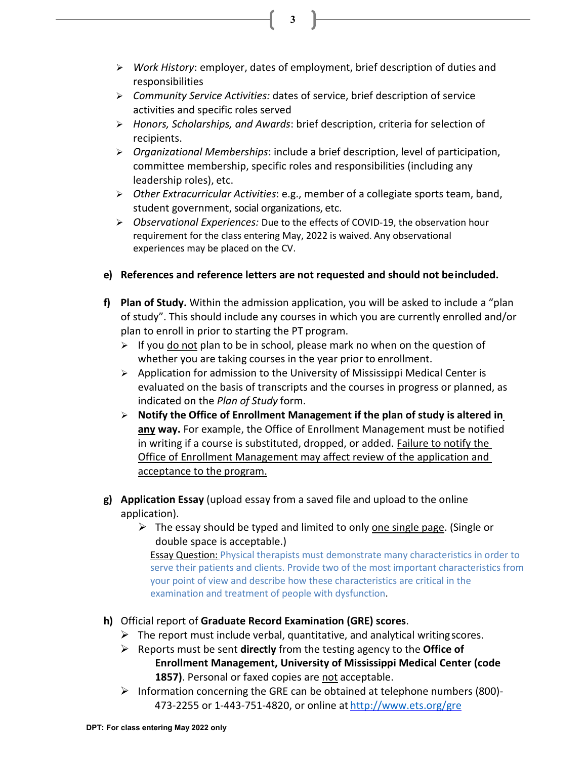- *Work History*: employer, dates of employment, brief description of duties and responsibilities
- *Community Service Activities:* dates of service, brief description of service activities and specific roles served
- *Honors, Scholarships, and Awards*: brief description, criteria for selection of recipients.
- *Organizational Memberships*: include a brief description, level of participation, committee membership, specific roles and responsibilities (including any leadership roles), etc.
- *Other Extracurricular Activities*: e.g., member of a collegiate sports team, band, student government, social organizations, etc.
- *Observational Experiences:* Due to the effects of COVID-19, the observation hour requirement for the class entering May, 2022 is waived. Any observational experiences may be placed on the CV.

**e) References and reference letters are not requested and should not be included.**

**f) Plan of Study.** Within the admission application, you will be asked to include a "plan of study". This should include any courses in which you are currently enrolled and/or plan to enroll in prior to starting the PT program.

- If you do not plan to be in school, please mark no when on the question of whether you are taking courses in the year prior to enrollment.
- Application for admission to the University of Mississippi Medical Center is evaluated on the basis of transcripts and the courses in progress or planned, as indicated on the *Plan of Study* form.
- **Notify the Office of Enrollment Management if the plan of study is altered in any way.** For example, the Office of Enrollment Management must be notified in writing if a course is substituted, dropped, or added. Failure to notify the Office of Enrollment Management may affect review of the application and acceptance to the program.

**g) Application Essay** (upload essay from a saved file and upload to the online application).

- The essay should be typed and limited to only one single page. (Single or double space is acceptable.)

  Essay Question: Physical therapists must demonstrate many characteristics in order to serve their patients and clients. Provide two of the most important characteristics from your point of view and describe how these characteristics are critical in the examination and treatment of people with dysfunction.

**h)** Official report of **Graduate Record Examination (GRE) scores**.

- The report must include verbal, quantitative, and analytical writing scores.
- Reports must be sent **directly** from the testing agency to the **Office of Enrollment Management, University of Mississippi Medical Center (code 1857)**. Personal or faxed copies are not acceptable.
- Information concerning the GRE can be obtained at telephone numbers (800)-473-2255 or 1-443-751-4820, or online at http://www.ets.org/gre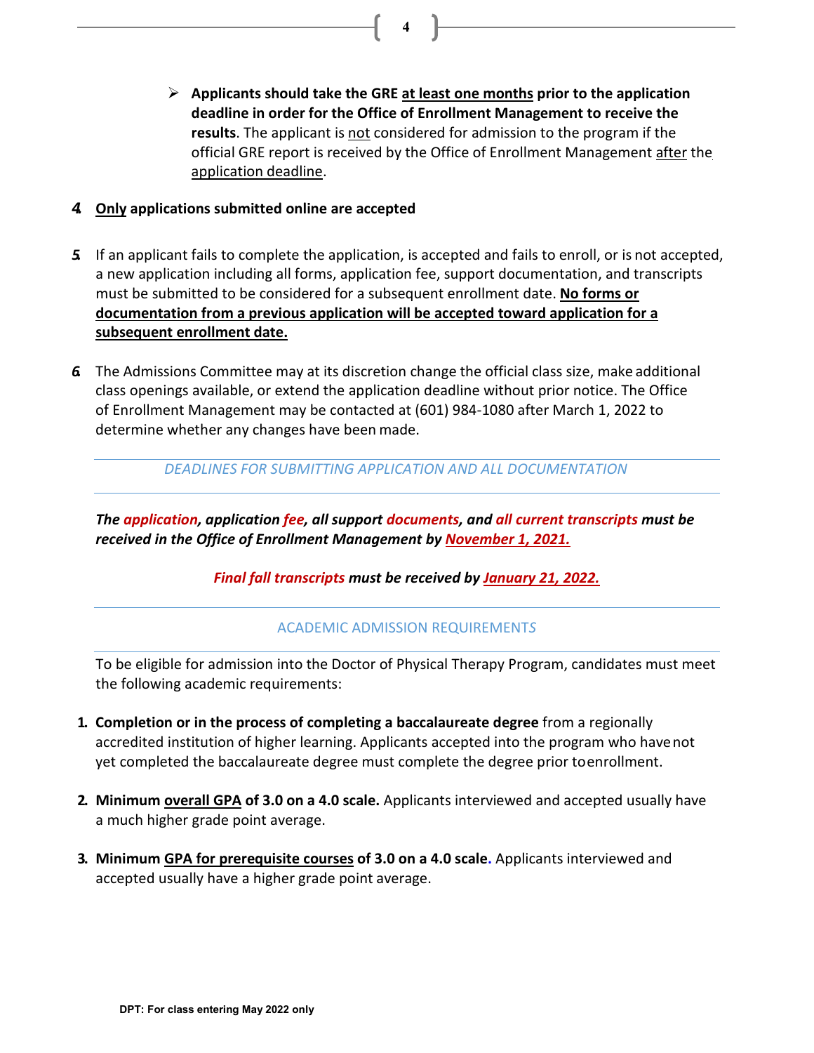- **Applicants should take the GRE <u>at least one months</u> prior to the application deadline in order for the Office of Enrollment Management to receive the results**. The applicant is <u>not</u> considered for admission to the program if the official GRE report is received by the Office of Enrollment Management <u>after</u> the <u>application deadline</u>.

4. **<u>Only</u> applications submitted online are accepted**

5. If an applicant fails to complete the application, is accepted and fails to enroll, or is not accepted, a new application including all forms, application fee, support documentation, and transcripts must be submitted to be considered for a subsequent enrollment date. **<u>No forms or documentation from a previous application will be accepted toward application for a subsequent enrollment date.</u>**

6. The Admissions Committee may at its discretion change the official class size, make additional class openings available, or extend the application deadline without prior notice. The Office of Enrollment Management may be contacted at (601) 984-1080 after March 1, 2022 to determine whether any changes have been made.

## *DEADLINES FOR SUBMITTING APPLICATION AND ALL DOCUMENTATION*

***The application, application fee, all support documents, and all current transcripts must be received in the Office of Enrollment Management by <u>November 1, 2021.</u>***

***Final fall transcripts must be received by <u>January 21, 2022.</u>***

## ACADEMIC ADMISSION REQUIREMENTS

To be eligible for admission into the Doctor of Physical Therapy Program, candidates must meet the following academic requirements:

1. **Completion or in the process of completing a baccalaureate degree** from a regionally accredited institution of higher learning. Applicants accepted into the program who have not yet completed the baccalaureate degree must complete the degree prior to enrollment.

2. **Minimum <u>overall GPA</u> of 3.0 on a 4.0 scale.** Applicants interviewed and accepted usually have a much higher grade point average.

3. **Minimum <u>GPA for prerequisite courses</u> of 3.0 on a 4.0 scale.** Applicants interviewed and accepted usually have a higher grade point average.

DPT: For class entering May 2022 only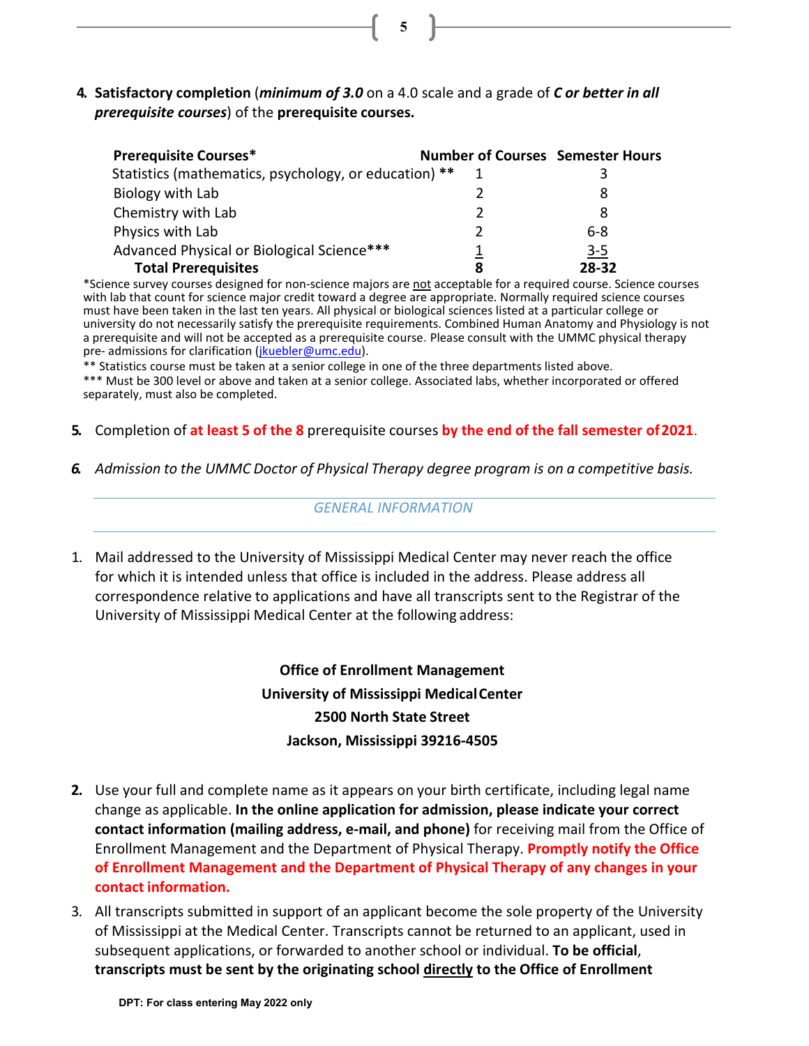4. **Satisfactory completion** (***minimum of 3.0*** on a 4.0 scale and a grade of ***C or better in all prerequisite courses***) of the **prerequisite courses.**

| Prerequisite Courses* | Number of Courses | Semester Hours |
|---|---|---|
| Statistics (mathematics, psychology, or education) ** | 1 | 3 |
| Biology with Lab | 2 | 8 |
| Chemistry with Lab | 2 | 8 |
| Physics with Lab | 2 | 6-8 |
| Advanced Physical or Biological Science*** | 1 | 3-5 |
| **Total Prerequisites** | **8** | **28-32** |

*Science survey courses designed for non-science majors are not acceptable for a required course. Science courses with lab that count for science major credit toward a degree are appropriate. Normally required science courses must have been taken in the last ten years. All physical or biological sciences listed at a particular college or university do not necessarily satisfy the prerequisite requirements. Combined Human Anatomy and Physiology is not a prerequisite and will not be accepted as a prerequisite course. Please consult with the UMMC physical therapy pre- admissions for clarification (jkuebler@umc.edu).

** Statistics course must be taken at a senior college in one of the three departments listed above.

*** Must be 300 level or above and taken at a senior college. Associated labs, whether incorporated or offered separately, must also be completed.

5. Completion of **at least 5 of the 8** prerequisite courses **by the end of the fall semester of 2021**.

6. *Admission to the UMMC Doctor of Physical Therapy degree program is on a competitive basis.*

## *GENERAL INFORMATION*

1. Mail addressed to the University of Mississippi Medical Center may never reach the office for which it is intended unless that office is included in the address. Please address all correspondence relative to applications and have all transcripts sent to the Registrar of the University of Mississippi Medical Center at the following address:

**Office of Enrollment Management**
**University of Mississippi Medical Center**
**2500 North State Street**
**Jackson, Mississippi 39216-4505**

2. Use your full and complete name as it appears on your birth certificate, including legal name change as applicable. **In the online application for admission, please indicate your correct contact information (mailing address, e-mail, and phone)** for receiving mail from the Office of Enrollment Management and the Department of Physical Therapy. **Promptly notify the Office of Enrollment Management and the Department of Physical Therapy of any changes in your contact information.**

3. All transcripts submitted in support of an applicant become the sole property of the University of Mississippi at the Medical Center. Transcripts cannot be returned to an applicant, used in subsequent applications, or forwarded to another school or individual. **To be official**, **transcripts must be sent by the originating school directly to the Office of Enrollment**

DPT: For class entering May 2022 only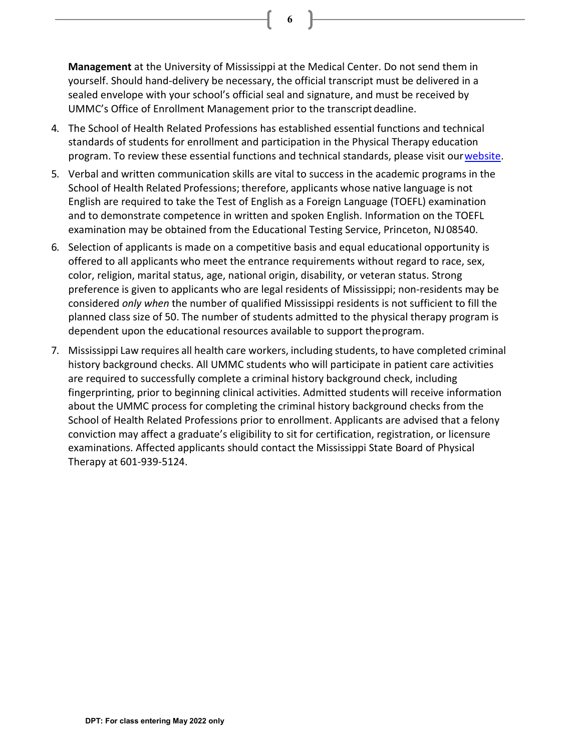**Management** at the University of Mississippi at the Medical Center. Do not send them in yourself. Should hand-delivery be necessary, the official transcript must be delivered in a sealed envelope with your school's official seal and signature, and must be received by UMMC's Office of Enrollment Management prior to the transcript deadline.

4. The School of Health Related Professions has established essential functions and technical standards of students for enrollment and participation in the Physical Therapy education program. To review these essential functions and technical standards, please visit our website.
5. Verbal and written communication skills are vital to success in the academic programs in the School of Health Related Professions; therefore, applicants whose native language is not English are required to take the Test of English as a Foreign Language (TOEFL) examination and to demonstrate competence in written and spoken English. Information on the TOEFL examination may be obtained from the Educational Testing Service, Princeton, NJ 08540.
6. Selection of applicants is made on a competitive basis and equal educational opportunity is offered to all applicants who meet the entrance requirements without regard to race, sex, color, religion, marital status, age, national origin, disability, or veteran status. Strong preference is given to applicants who are legal residents of Mississippi; non-residents may be considered *only when* the number of qualified Mississippi residents is not sufficient to fill the planned class size of 50. The number of students admitted to the physical therapy program is dependent upon the educational resources available to support the program.
7. Mississippi Law requires all health care workers, including students, to have completed criminal history background checks. All UMMC students who will participate in patient care activities are required to successfully complete a criminal history background check, including fingerprinting, prior to beginning clinical activities. Admitted students will receive information about the UMMC process for completing the criminal history background checks from the School of Health Related Professions prior to enrollment. Applicants are advised that a felony conviction may affect a graduate's eligibility to sit for certification, registration, or licensure examinations. Affected applicants should contact the Mississippi State Board of Physical Therapy at 601-939-5124.

**DPT: For class entering May 2022 only**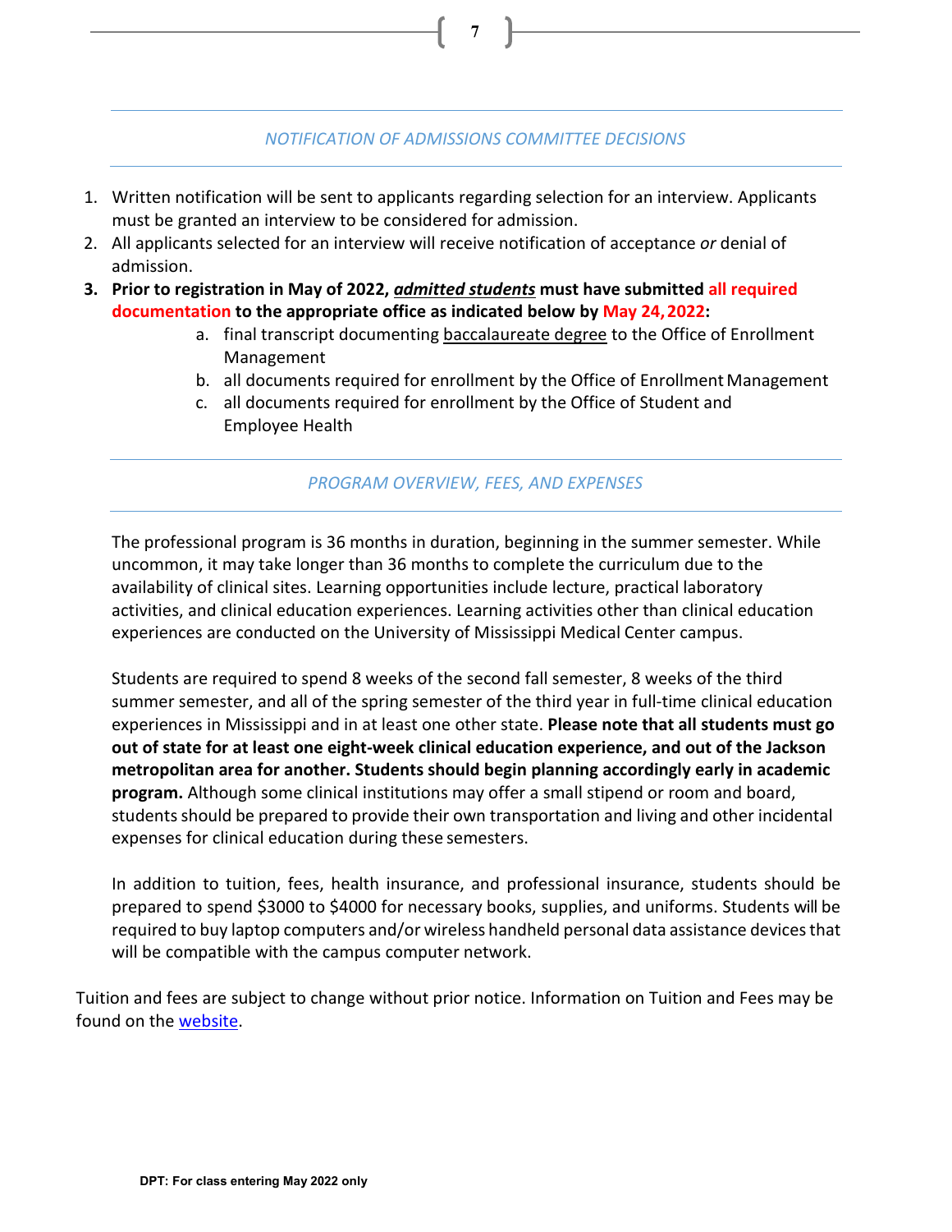## *NOTIFICATION OF ADMISSIONS COMMITTEE DECISIONS*

1. Written notification will be sent to applicants regarding selection for an interview. Applicants must be granted an interview to be considered for admission.
2. All applicants selected for an interview will receive notification of acceptance *or* denial of admission.
3. **Prior to registration in May of 2022, *admitted students* must have submitted all required documentation to the appropriate office as indicated below by May 24, 2022:**
   a. final transcript documenting baccalaureate degree to the Office of Enrollment Management
   b. all documents required for enrollment by the Office of Enrollment Management
   c. all documents required for enrollment by the Office of Student and Employee Health

## *PROGRAM OVERVIEW, FEES, AND EXPENSES*

The professional program is 36 months in duration, beginning in the summer semester. While uncommon, it may take longer than 36 months to complete the curriculum due to the availability of clinical sites. Learning opportunities include lecture, practical laboratory activities, and clinical education experiences. Learning activities other than clinical education experiences are conducted on the University of Mississippi Medical Center campus.

Students are required to spend 8 weeks of the second fall semester, 8 weeks of the third summer semester, and all of the spring semester of the third year in full-time clinical education experiences in Mississippi and in at least one other state. **Please note that all students must go out of state for at least one eight-week clinical education experience, and out of the Jackson metropolitan area for another. Students should begin planning accordingly early in academic program.** Although some clinical institutions may offer a small stipend or room and board, students should be prepared to provide their own transportation and living and other incidental expenses for clinical education during these semesters.

In addition to tuition, fees, health insurance, and professional insurance, students should be prepared to spend $3000 to $4000 for necessary books, supplies, and uniforms. Students will be required to buy laptop computers and/or wireless handheld personal data assistance devices that will be compatible with the campus computer network.

Tuition and fees are subject to change without prior notice. Information on Tuition and Fees may be found on the website.

**DPT: For class entering May 2022 only**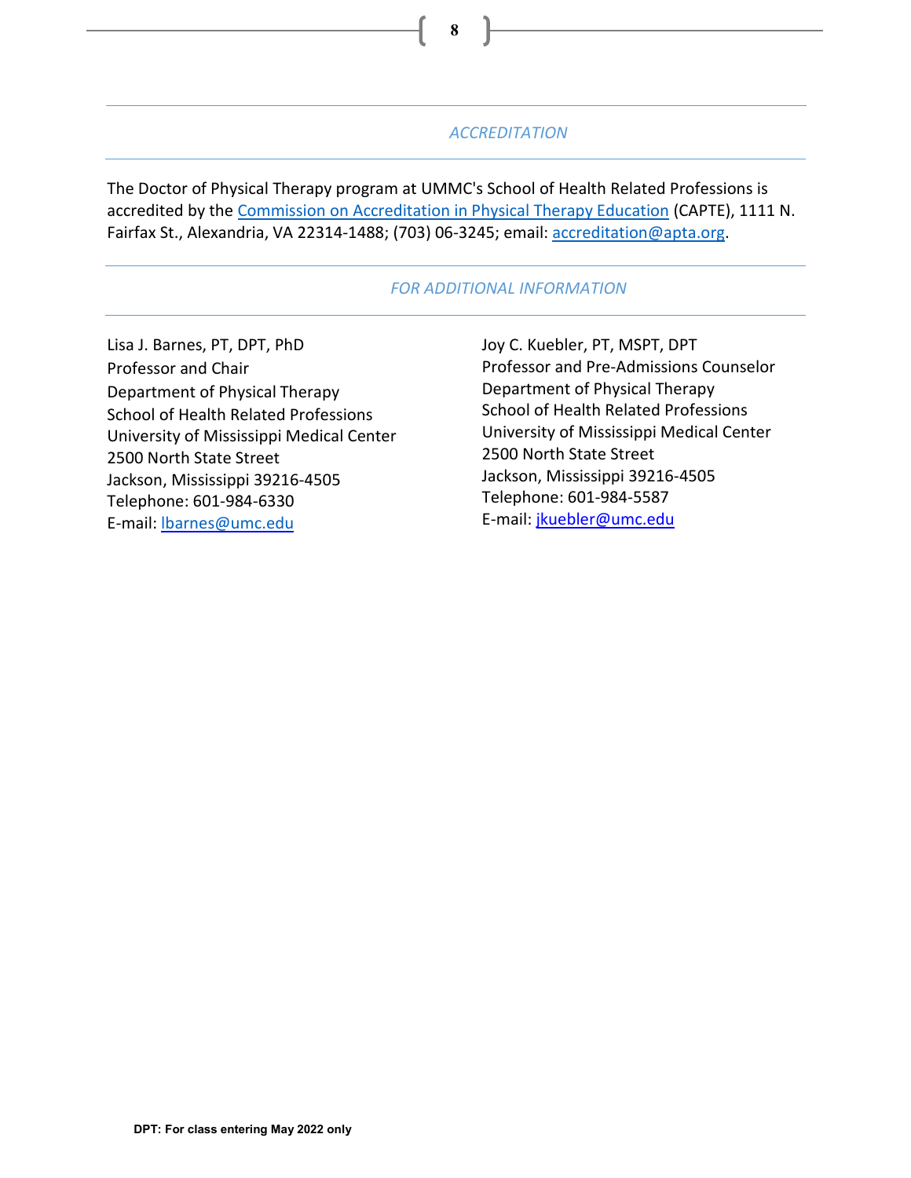## *ACCREDITATION*

The Doctor of Physical Therapy program at UMMC's School of Health Related Professions is accredited by the [Commission on Accreditation in Physical Therapy Education](#) (CAPTE), 1111 N. Fairfax St., Alexandria, VA 22314-1488; (703) 06-3245; email: [accreditation@apta.org](mailto:accreditation@apta.org).

## *FOR ADDITIONAL INFORMATION*

Lisa J. Barnes, PT, DPT, PhD
Professor and Chair
Department of Physical Therapy
School of Health Related Professions
University of Mississippi Medical Center
2500 North State Street
Jackson, Mississippi 39216-4505
Telephone: 601-984-6330
E-mail: [lbarnes@umc.edu](mailto:lbarnes@umc.edu)

Joy C. Kuebler, PT, MSPT, DPT
Professor and Pre-Admissions Counselor
Department of Physical Therapy
School of Health Related Professions
University of Mississippi Medical Center
2500 North State Street
Jackson, Mississippi 39216-4505
Telephone: 601-984-5587
E-mail: [jkuebler@umc.edu](mailto:jkuebler@umc.edu)